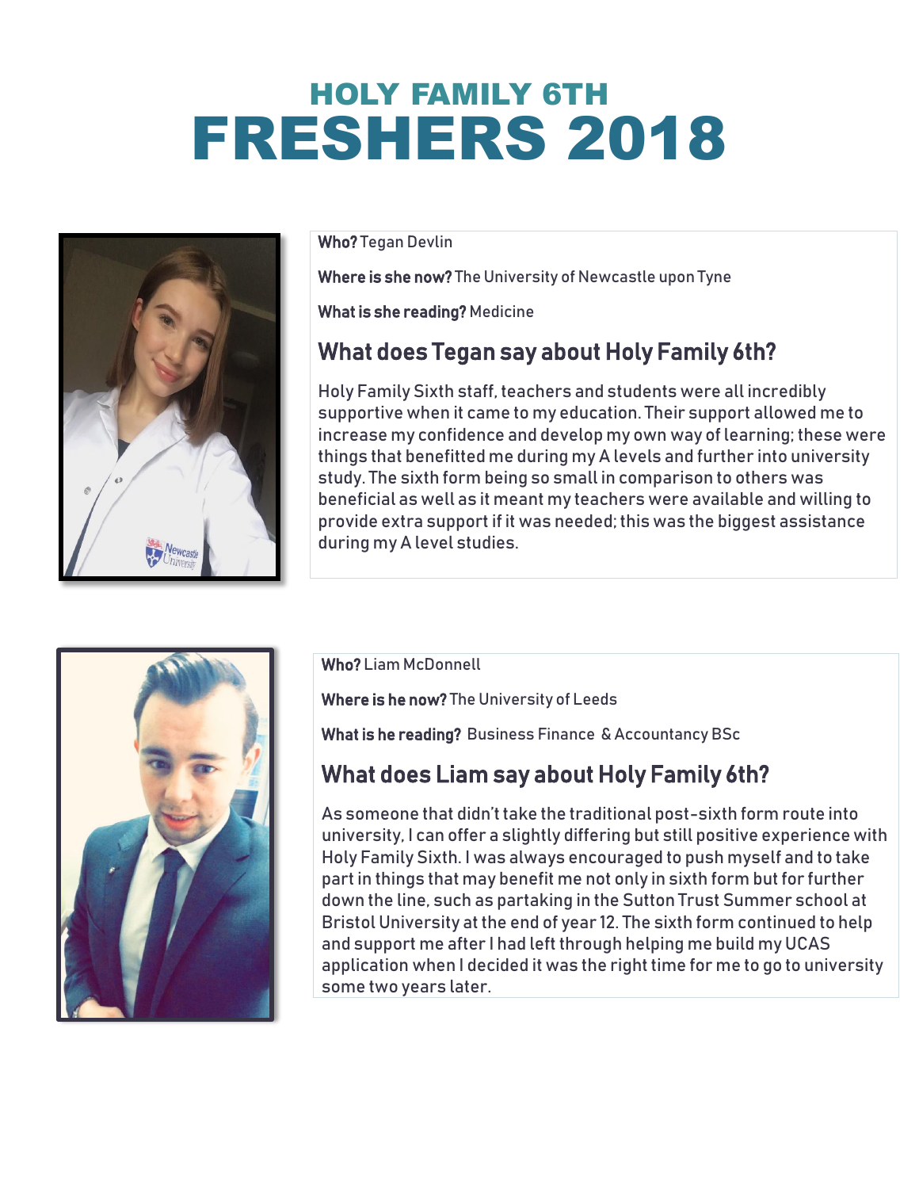# HOLY FAMILY 6TH
# FRESHERS 2018

**Who?** Tegan Devlin

**Where is she now?** The University of Newcastle upon Tyne

**What is she reading?** Medicine

## What does Tegan say about Holy Family 6th?

Holy Family Sixth staff, teachers and students were all incredibly supportive when it came to my education. Their support allowed me to increase my confidence and develop my own way of learning; these were things that benefitted me during my A levels and further into university study. The sixth form being so small in comparison to others was beneficial as well as it meant my teachers were available and willing to provide extra support if it was needed; this was the biggest assistance during my A level studies.

**Who?** Liam McDonnell

**Where is he now?** The University of Leeds

**What is he reading?** Business Finance & Accountancy BSc

## What does Liam say about Holy Family 6th?

As someone that didn't take the traditional post-sixth form route into university, I can offer a slightly differing but still positive experience with Holy Family Sixth. I was always encouraged to push myself and to take part in things that may benefit me not only in sixth form but for further down the line, such as partaking in the Sutton Trust Summer school at Bristol University at the end of year 12. The sixth form continued to help and support me after I had left through helping me build my UCAS application when I decided it was the right time for me to go to university some two years later.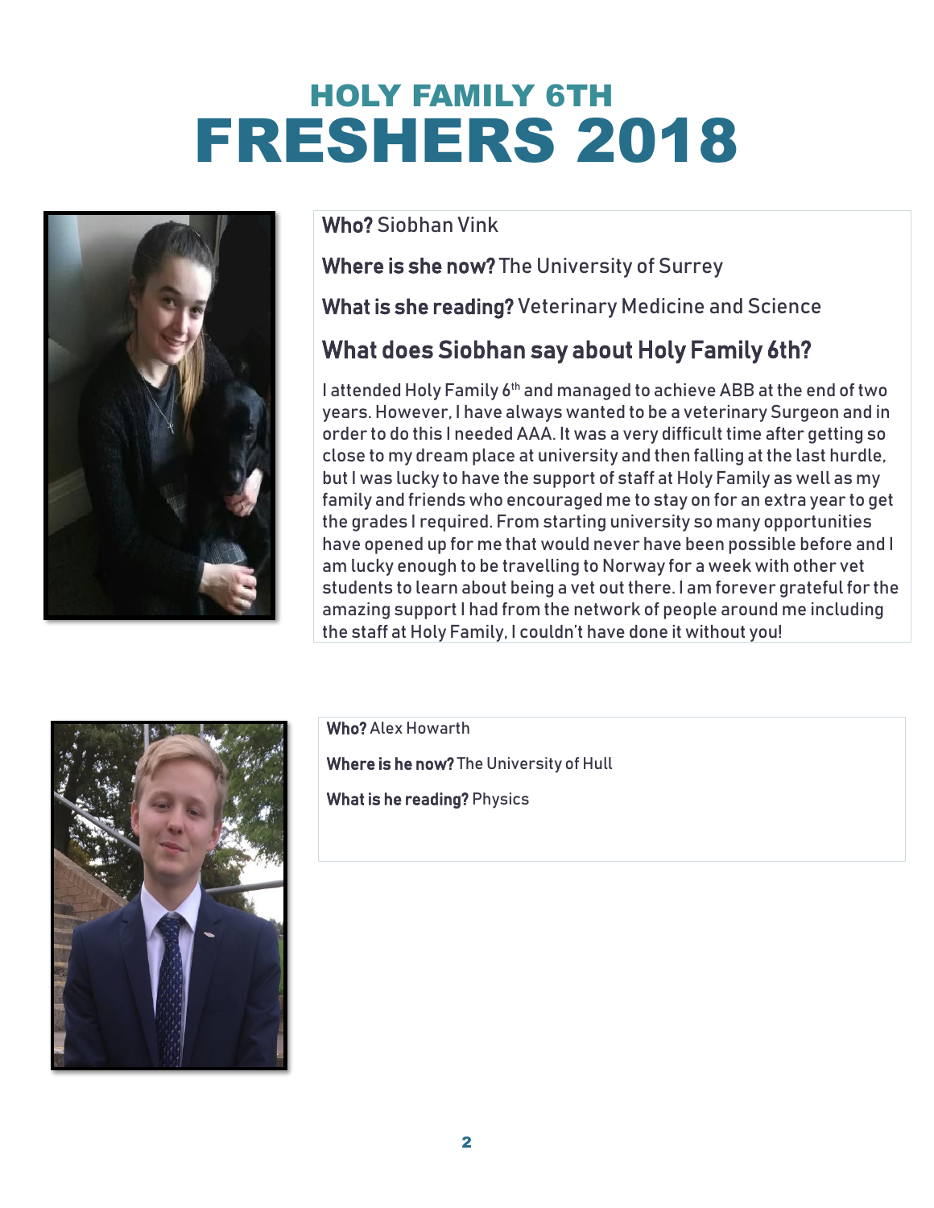# HOLY FAMILY 6TH
# FRESHERS 2018

**Who?** Siobhan Vink

**Where is she now?** The University of Surrey

**What is she reading?** Veterinary Medicine and Science

## What does Siobhan say about Holy Family 6th?

I attended Holy Family 6th and managed to achieve ABB at the end of two years. However, I have always wanted to be a veterinary Surgeon and in order to do this I needed AAA. It was a very difficult time after getting so close to my dream place at university and then falling at the last hurdle, but I was lucky to have the support of staff at Holy Family as well as my family and friends who encouraged me to stay on for an extra year to get the grades I required. From starting university so many opportunities have opened up for me that would never have been possible before and I am lucky enough to be travelling to Norway for a week with other vet students to learn about being a vet out there. I am forever grateful for the amazing support I had from the network of people around me including the staff at Holy Family, I couldn't have done it without you!

**Who?** Alex Howarth

**Where is he now?** The University of Hull

**What is he reading?** Physics